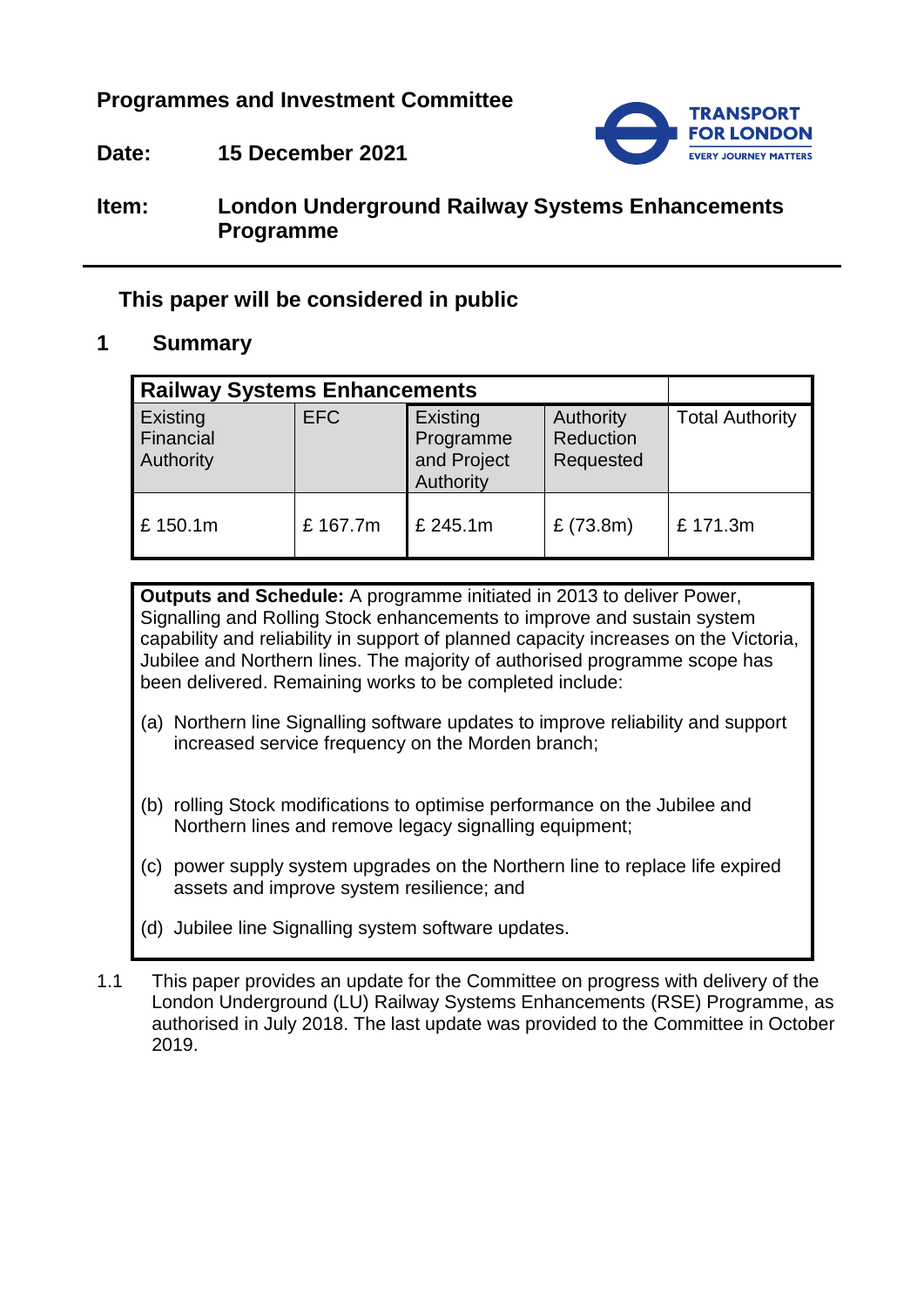**Programmes and Investment Committee**

**Date:** **15 December 2021**

**Item:** **London Underground Railway Systems Enhancements Programme**

**This paper will be considered in public**

## 1 Summary

| Railway Systems Enhancements | | | | |
|---|---|---|---|---|
| Existing Financial Authority | EFC | Existing Programme and Project Authority | Authority Reduction Requested | Total Authority |
| £ 150.1m | £ 167.7m | £ 245.1m | £ (73.8m) | £ 171.3m |

**Outputs and Schedule:** A programme initiated in 2013 to deliver Power, Signalling and Rolling Stock enhancements to improve and sustain system capability and reliability in support of planned capacity increases on the Victoria, Jubilee and Northern lines. The majority of authorised programme scope has been delivered. Remaining works to be completed include:

(a) Northern line Signalling software updates to improve reliability and support increased service frequency on the Morden branch;

(b) rolling Stock modifications to optimise performance on the Jubilee and Northern lines and remove legacy signalling equipment;

(c) power supply system upgrades on the Northern line to replace life expired assets and improve system resilience; and

(d) Jubilee line Signalling system software updates.

1.1 This paper provides an update for the Committee on progress with delivery of the London Underground (LU) Railway Systems Enhancements (RSE) Programme, as authorised in July 2018. The last update was provided to the Committee in October 2019.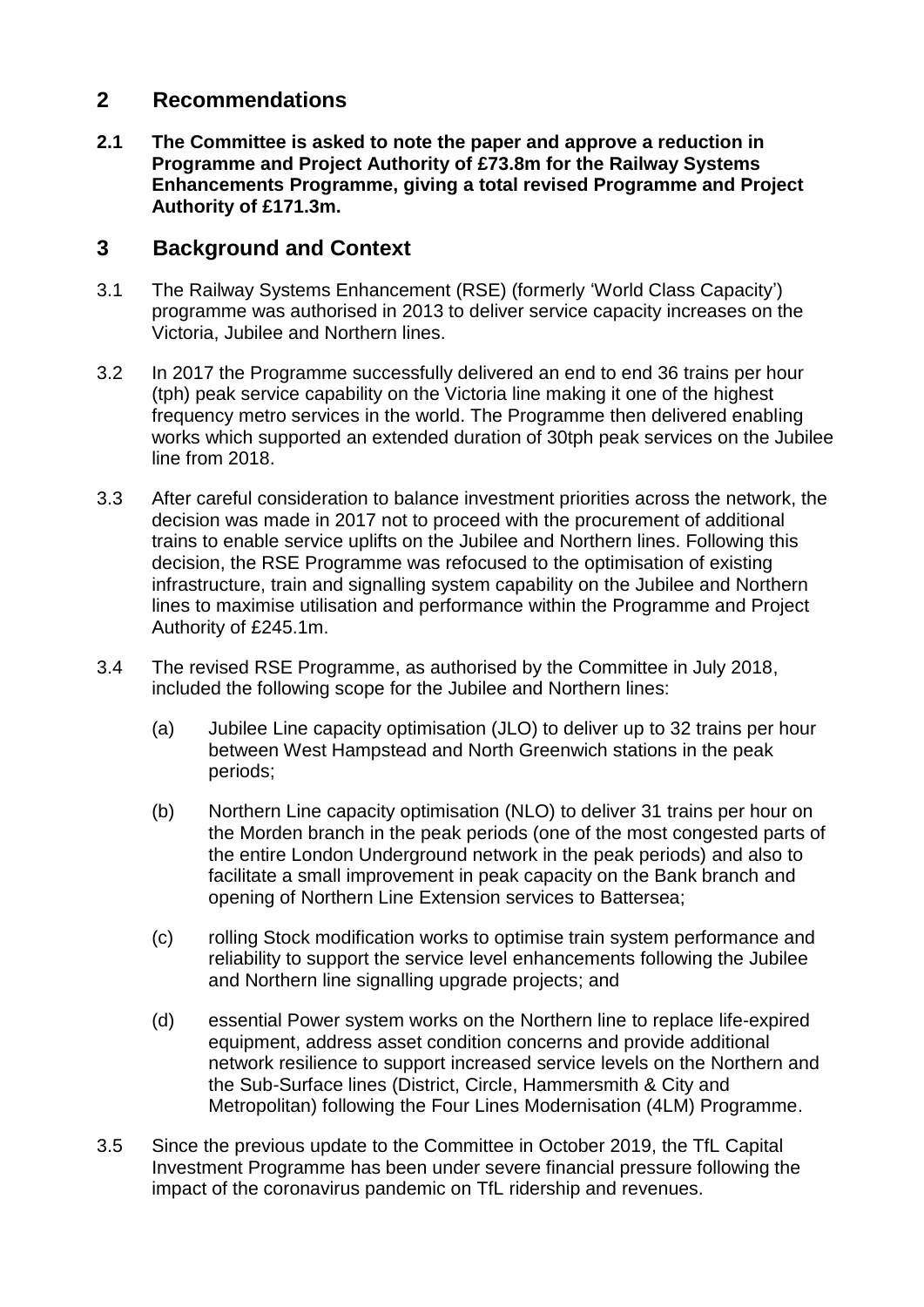## 2 Recommendations

**2.1 The Committee is asked to note the paper and approve a reduction in Programme and Project Authority of £73.8m for the Railway Systems Enhancements Programme, giving a total revised Programme and Project Authority of £171.3m.**

## 3 Background and Context

3.1 The Railway Systems Enhancement (RSE) (formerly 'World Class Capacity') programme was authorised in 2013 to deliver service capacity increases on the Victoria, Jubilee and Northern lines.

3.2 In 2017 the Programme successfully delivered an end to end 36 trains per hour (tph) peak service capability on the Victoria line making it one of the highest frequency metro services in the world. The Programme then delivered enabling works which supported an extended duration of 30tph peak services on the Jubilee line from 2018.

3.3 After careful consideration to balance investment priorities across the network, the decision was made in 2017 not to proceed with the procurement of additional trains to enable service uplifts on the Jubilee and Northern lines. Following this decision, the RSE Programme was refocused to the optimisation of existing infrastructure, train and signalling system capability on the Jubilee and Northern lines to maximise utilisation and performance within the Programme and Project Authority of £245.1m.

3.4 The revised RSE Programme, as authorised by the Committee in July 2018, included the following scope for the Jubilee and Northern lines:

(a) Jubilee Line capacity optimisation (JLO) to deliver up to 32 trains per hour between West Hampstead and North Greenwich stations in the peak periods;

(b) Northern Line capacity optimisation (NLO) to deliver 31 trains per hour on the Morden branch in the peak periods (one of the most congested parts of the entire London Underground network in the peak periods) and also to facilitate a small improvement in peak capacity on the Bank branch and opening of Northern Line Extension services to Battersea;

(c) rolling Stock modification works to optimise train system performance and reliability to support the service level enhancements following the Jubilee and Northern line signalling upgrade projects; and

(d) essential Power system works on the Northern line to replace life-expired equipment, address asset condition concerns and provide additional network resilience to support increased service levels on the Northern and the Sub-Surface lines (District, Circle, Hammersmith & City and Metropolitan) following the Four Lines Modernisation (4LM) Programme.

3.5 Since the previous update to the Committee in October 2019, the TfL Capital Investment Programme has been under severe financial pressure following the impact of the coronavirus pandemic on TfL ridership and revenues.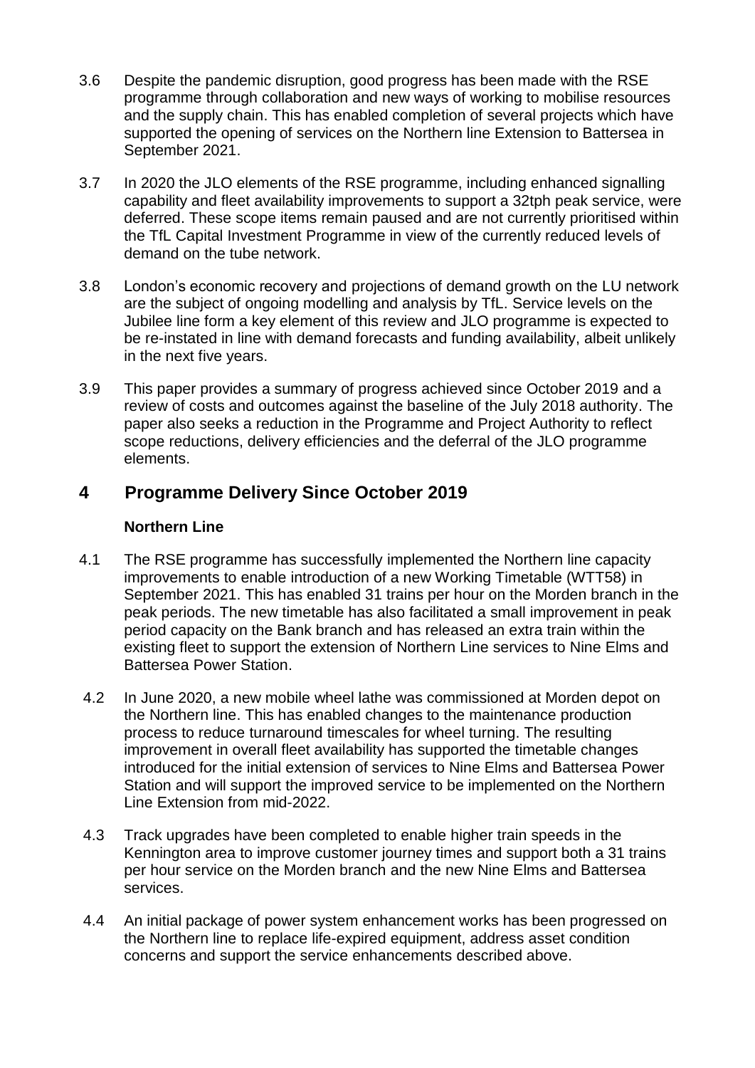3.6 Despite the pandemic disruption, good progress has been made with the RSE programme through collaboration and new ways of working to mobilise resources and the supply chain. This has enabled completion of several projects which have supported the opening of services on the Northern line Extension to Battersea in September 2021.

3.7 In 2020 the JLO elements of the RSE programme, including enhanced signalling capability and fleet availability improvements to support a 32tph peak service, were deferred. These scope items remain paused and are not currently prioritised within the TfL Capital Investment Programme in view of the currently reduced levels of demand on the tube network.

3.8 London's economic recovery and projections of demand growth on the LU network are the subject of ongoing modelling and analysis by TfL. Service levels on the Jubilee line form a key element of this review and JLO programme is expected to be re-instated in line with demand forecasts and funding availability, albeit unlikely in the next five years.

3.9 This paper provides a summary of progress achieved since October 2019 and a review of costs and outcomes against the baseline of the July 2018 authority. The paper also seeks a reduction in the Programme and Project Authority to reflect scope reductions, delivery efficiencies and the deferral of the JLO programme elements.

## 4 Programme Delivery Since October 2019

### Northern Line

4.1 The RSE programme has successfully implemented the Northern line capacity improvements to enable introduction of a new Working Timetable (WTT58) in September 2021. This has enabled 31 trains per hour on the Morden branch in the peak periods. The new timetable has also facilitated a small improvement in peak period capacity on the Bank branch and has released an extra train within the existing fleet to support the extension of Northern Line services to Nine Elms and Battersea Power Station.

4.2 In June 2020, a new mobile wheel lathe was commissioned at Morden depot on the Northern line. This has enabled changes to the maintenance production process to reduce turnaround timescales for wheel turning. The resulting improvement in overall fleet availability has supported the timetable changes introduced for the initial extension of services to Nine Elms and Battersea Power Station and will support the improved service to be implemented on the Northern Line Extension from mid-2022.

4.3 Track upgrades have been completed to enable higher train speeds in the Kennington area to improve customer journey times and support both a 31 trains per hour service on the Morden branch and the new Nine Elms and Battersea services.

4.4 An initial package of power system enhancement works has been progressed on the Northern line to replace life-expired equipment, address asset condition concerns and support the service enhancements described above.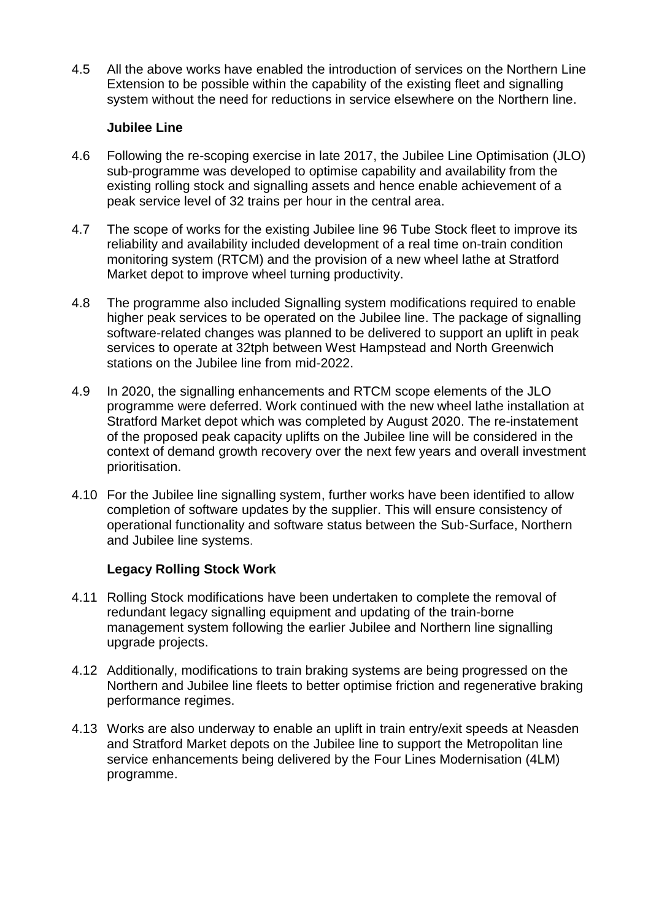4.5 All the above works have enabled the introduction of services on the Northern Line Extension to be possible within the capability of the existing fleet and signalling system without the need for reductions in service elsewhere on the Northern line.

### Jubilee Line

4.6 Following the re-scoping exercise in late 2017, the Jubilee Line Optimisation (JLO) sub-programme was developed to optimise capability and availability from the existing rolling stock and signalling assets and hence enable achievement of a peak service level of 32 trains per hour in the central area.

4.7 The scope of works for the existing Jubilee line 96 Tube Stock fleet to improve its reliability and availability included development of a real time on-train condition monitoring system (RTCM) and the provision of a new wheel lathe at Stratford Market depot to improve wheel turning productivity.

4.8 The programme also included Signalling system modifications required to enable higher peak services to be operated on the Jubilee line. The package of signalling software-related changes was planned to be delivered to support an uplift in peak services to operate at 32tph between West Hampstead and North Greenwich stations on the Jubilee line from mid-2022.

4.9 In 2020, the signalling enhancements and RTCM scope elements of the JLO programme were deferred. Work continued with the new wheel lathe installation at Stratford Market depot which was completed by August 2020. The re-instatement of the proposed peak capacity uplifts on the Jubilee line will be considered in the context of demand growth recovery over the next few years and overall investment prioritisation.

4.10 For the Jubilee line signalling system, further works have been identified to allow completion of software updates by the supplier. This will ensure consistency of operational functionality and software status between the Sub-Surface, Northern and Jubilee line systems.

### Legacy Rolling Stock Work

4.11 Rolling Stock modifications have been undertaken to complete the removal of redundant legacy signalling equipment and updating of the train-borne management system following the earlier Jubilee and Northern line signalling upgrade projects.

4.12 Additionally, modifications to train braking systems are being progressed on the Northern and Jubilee line fleets to better optimise friction and regenerative braking performance regimes.

4.13 Works are also underway to enable an uplift in train entry/exit speeds at Neasden and Stratford Market depots on the Jubilee line to support the Metropolitan line service enhancements being delivered by the Four Lines Modernisation (4LM) programme.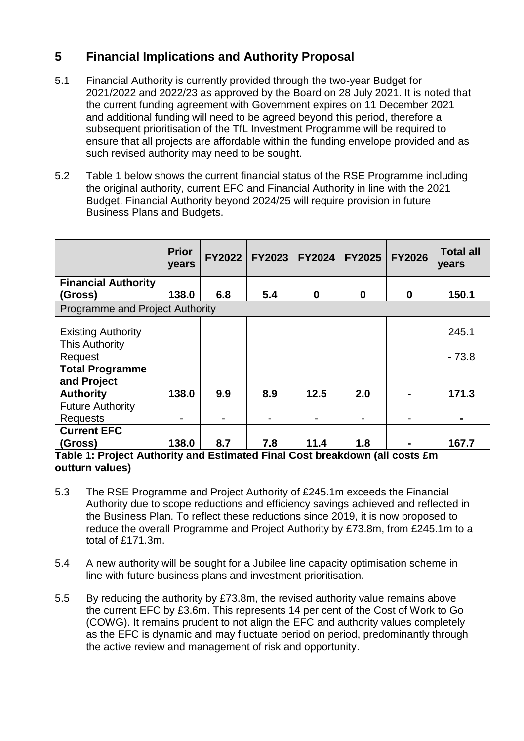## 5 Financial Implications and Authority Proposal

5.1 Financial Authority is currently provided through the two-year Budget for 2021/2022 and 2022/23 as approved by the Board on 28 July 2021. It is noted that the current funding agreement with Government expires on 11 December 2021 and additional funding will need to be agreed beyond this period, therefore a subsequent prioritisation of the TfL Investment Programme will be required to ensure that all projects are affordable within the funding envelope provided and as such revised authority may need to be sought.

5.2 Table 1 below shows the current financial status of the RSE Programme including the original authority, current EFC and Financial Authority in line with the 2021 Budget. Financial Authority beyond 2024/25 will require provision in future Business Plans and Budgets.

| | Prior years | FY2022 | FY2023 | FY2024 | FY2025 | FY2026 | Total all years |
|---|---|---|---|---|---|---|---|
| **Financial Authority (Gross)** | **138.0** | **6.8** | **5.4** | **0** | **0** | **0** | **150.1** |
| Programme and Project Authority | | | | | | | |
| Existing Authority | | | | | | | 245.1 |
| This Authority Request | | | | | | | - 73.8 |
| **Total Programme and Project Authority** | **138.0** | **9.9** | **8.9** | **12.5** | **2.0** | **-** | **171.3** |
| Future Authority Requests | - | - | - | - | - | - | **-** |
| **Current EFC (Gross)** | **138.0** | **8.7** | **7.8** | **11.4** | **1.8** | **-** | **167.7** |

**Table 1: Project Authority and Estimated Final Cost breakdown (all costs £m outturn values)**

5.3 The RSE Programme and Project Authority of £245.1m exceeds the Financial Authority due to scope reductions and efficiency savings achieved and reflected in the Business Plan. To reflect these reductions since 2019, it is now proposed to reduce the overall Programme and Project Authority by £73.8m, from £245.1m to a total of £171.3m.

5.4 A new authority will be sought for a Jubilee line capacity optimisation scheme in line with future business plans and investment prioritisation.

5.5 By reducing the authority by £73.8m, the revised authority value remains above the current EFC by £3.6m. This represents 14 per cent of the Cost of Work to Go (COWG). It remains prudent to not align the EFC and authority values completely as the EFC is dynamic and may fluctuate period on period, predominantly through the active review and management of risk and opportunity.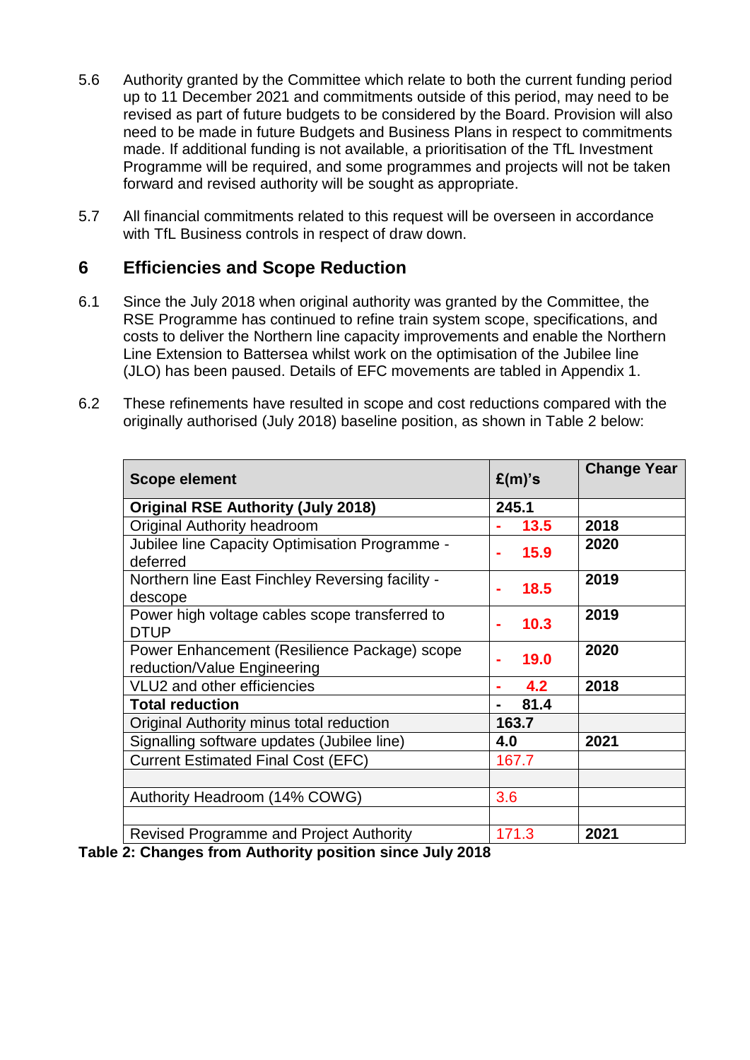5.6 Authority granted by the Committee which relate to both the current funding period up to 11 December 2021 and commitments outside of this period, may need to be revised as part of future budgets to be considered by the Board. Provision will also need to be made in future Budgets and Business Plans in respect to commitments made. If additional funding is not available, a prioritisation of the TfL Investment Programme will be required, and some programmes and projects will not be taken forward and revised authority will be sought as appropriate.

5.7 All financial commitments related to this request will be overseen in accordance with TfL Business controls in respect of draw down.

## 6 Efficiencies and Scope Reduction

6.1 Since the July 2018 when original authority was granted by the Committee, the RSE Programme has continued to refine train system scope, specifications, and costs to deliver the Northern line capacity improvements and enable the Northern Line Extension to Battersea whilst work on the optimisation of the Jubilee line (JLO) has been paused. Details of EFC movements are tabled in Appendix 1.

6.2 These refinements have resulted in scope and cost reductions compared with the originally authorised (July 2018) baseline position, as shown in Table 2 below:

| Scope element | £(m)'s | Change Year |
|---|---|---|
| **Original RSE Authority (July 2018)** | **245.1** | |
| Original Authority headroom | **- 13.5** | **2018** |
| Jubilee line Capacity Optimisation Programme - deferred | **- 15.9** | **2020** |
| Northern line East Finchley Reversing facility - descope | **- 18.5** | **2019** |
| Power high voltage cables scope transferred to DTUP | **- 10.3** | **2019** |
| Power Enhancement (Resilience Package) scope reduction/Value Engineering | **- 19.0** | **2020** |
| VLU2 and other efficiencies | **- 4.2** | **2018** |
| **Total reduction** | **- 81.4** | |
| Original Authority minus total reduction | **163.7** | |
| Signalling software updates (Jubilee line) | **4.0** | **2021** |
| Current Estimated Final Cost (EFC) | 167.7 | |
| | | |
| Authority Headroom (14% COWG) | 3.6 | |
| | | |
| Revised Programme and Project Authority | 171.3 | **2021** |

**Table 2: Changes from Authority position since July 2018**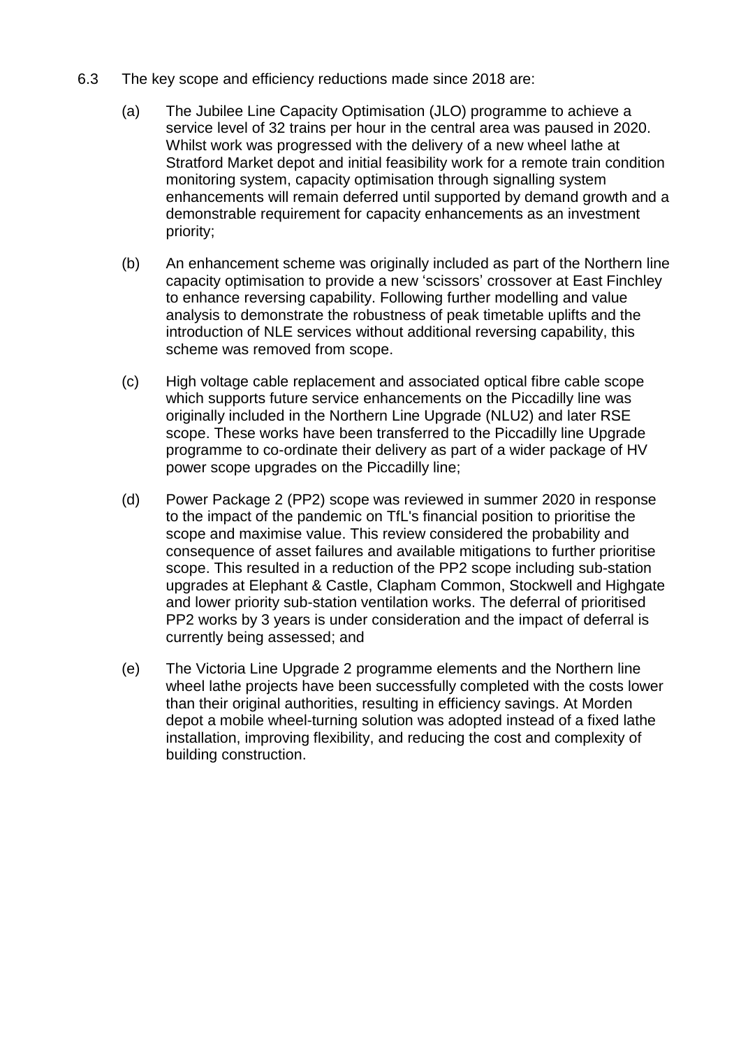6.3 The key scope and efficiency reductions made since 2018 are:

(a) The Jubilee Line Capacity Optimisation (JLO) programme to achieve a service level of 32 trains per hour in the central area was paused in 2020. Whilst work was progressed with the delivery of a new wheel lathe at Stratford Market depot and initial feasibility work for a remote train condition monitoring system, capacity optimisation through signalling system enhancements will remain deferred until supported by demand growth and a demonstrable requirement for capacity enhancements as an investment priority;

(b) An enhancement scheme was originally included as part of the Northern line capacity optimisation to provide a new 'scissors' crossover at East Finchley to enhance reversing capability. Following further modelling and value analysis to demonstrate the robustness of peak timetable uplifts and the introduction of NLE services without additional reversing capability, this scheme was removed from scope.

(c) High voltage cable replacement and associated optical fibre cable scope which supports future service enhancements on the Piccadilly line was originally included in the Northern Line Upgrade (NLU2) and later RSE scope. These works have been transferred to the Piccadilly line Upgrade programme to co-ordinate their delivery as part of a wider package of HV power scope upgrades on the Piccadilly line;

(d) Power Package 2 (PP2) scope was reviewed in summer 2020 in response to the impact of the pandemic on TfL's financial position to prioritise the scope and maximise value. This review considered the probability and consequence of asset failures and available mitigations to further prioritise scope. This resulted in a reduction of the PP2 scope including sub-station upgrades at Elephant & Castle, Clapham Common, Stockwell and Highgate and lower priority sub-station ventilation works. The deferral of prioritised PP2 works by 3 years is under consideration and the impact of deferral is currently being assessed; and

(e) The Victoria Line Upgrade 2 programme elements and the Northern line wheel lathe projects have been successfully completed with the costs lower than their original authorities, resulting in efficiency savings. At Morden depot a mobile wheel-turning solution was adopted instead of a fixed lathe installation, improving flexibility, and reducing the cost and complexity of building construction.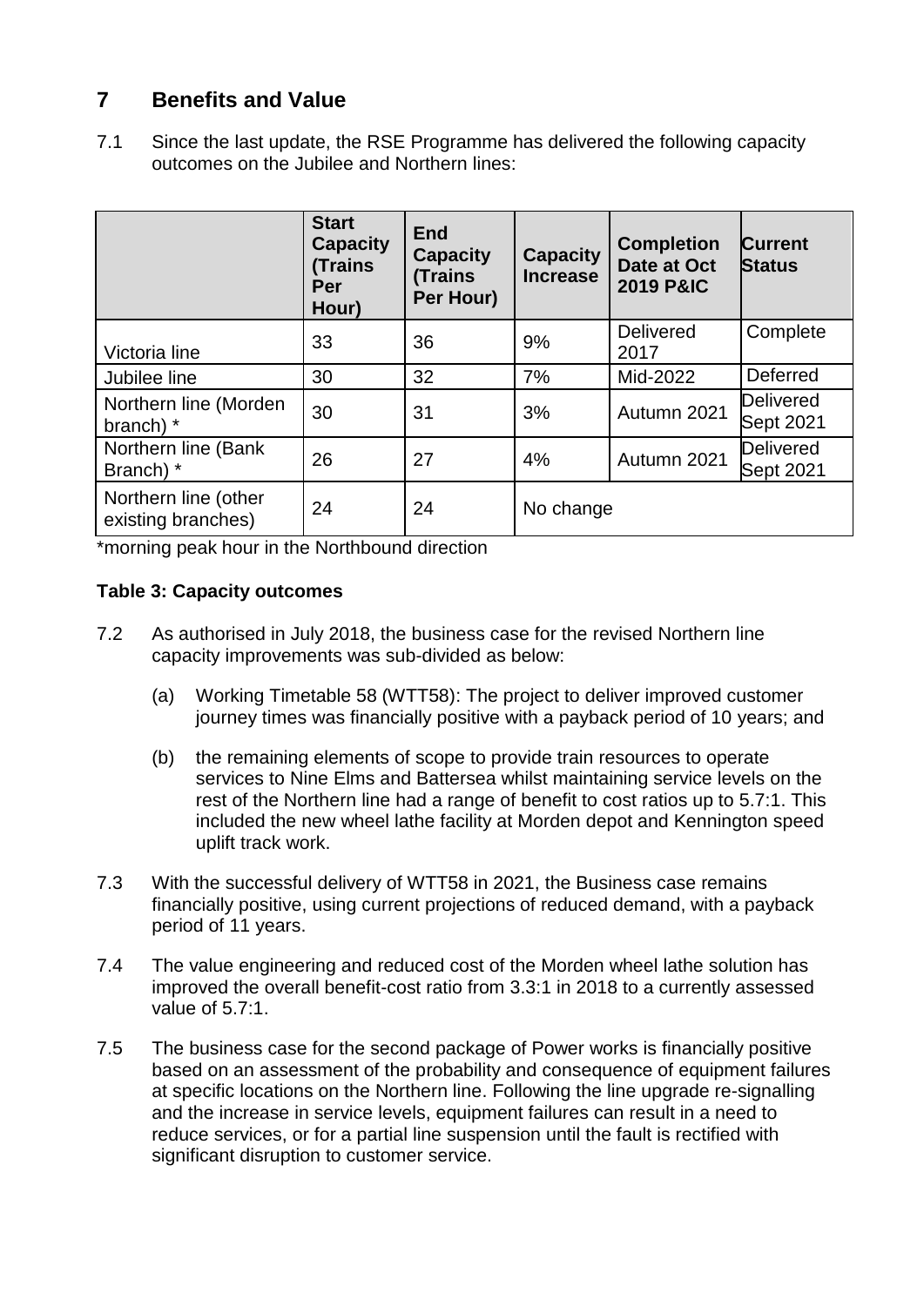## 7 Benefits and Value

7.1 Since the last update, the RSE Programme has delivered the following capacity outcomes on the Jubilee and Northern lines:

| | Start Capacity (Trains Per Hour) | End Capacity (Trains Per Hour) | Capacity Increase | Completion Date at Oct 2019 P&IC | Current Status |
|---|---|---|---|---|---|
| Victoria line | 33 | 36 | 9% | Delivered 2017 | Complete |
| Jubilee line | 30 | 32 | 7% | Mid-2022 | Deferred |
| Northern line (Morden branch) * | 30 | 31 | 3% | Autumn 2021 | Delivered Sept 2021 |
| Northern line (Bank Branch) * | 26 | 27 | 4% | Autumn 2021 | Delivered Sept 2021 |
| Northern line (other existing branches) | 24 | 24 | No change | | |

*morning peak hour in the Northbound direction

**Table 3: Capacity outcomes**

7.2 As authorised in July 2018, the business case for the revised Northern line capacity improvements was sub-divided as below:

(a) Working Timetable 58 (WTT58): The project to deliver improved customer journey times was financially positive with a payback period of 10 years; and

(b) the remaining elements of scope to provide train resources to operate services to Nine Elms and Battersea whilst maintaining service levels on the rest of the Northern line had a range of benefit to cost ratios up to 5.7:1. This included the new wheel lathe facility at Morden depot and Kennington speed uplift track work.

7.3 With the successful delivery of WTT58 in 2021, the Business case remains financially positive, using current projections of reduced demand, with a payback period of 11 years.

7.4 The value engineering and reduced cost of the Morden wheel lathe solution has improved the overall benefit-cost ratio from 3.3:1 in 2018 to a currently assessed value of 5.7:1.

7.5 The business case for the second package of Power works is financially positive based on an assessment of the probability and consequence of equipment failures at specific locations on the Northern line. Following the line upgrade re-signalling and the increase in service levels, equipment failures can result in a need to reduce services, or for a partial line suspension until the fault is rectified with significant disruption to customer service.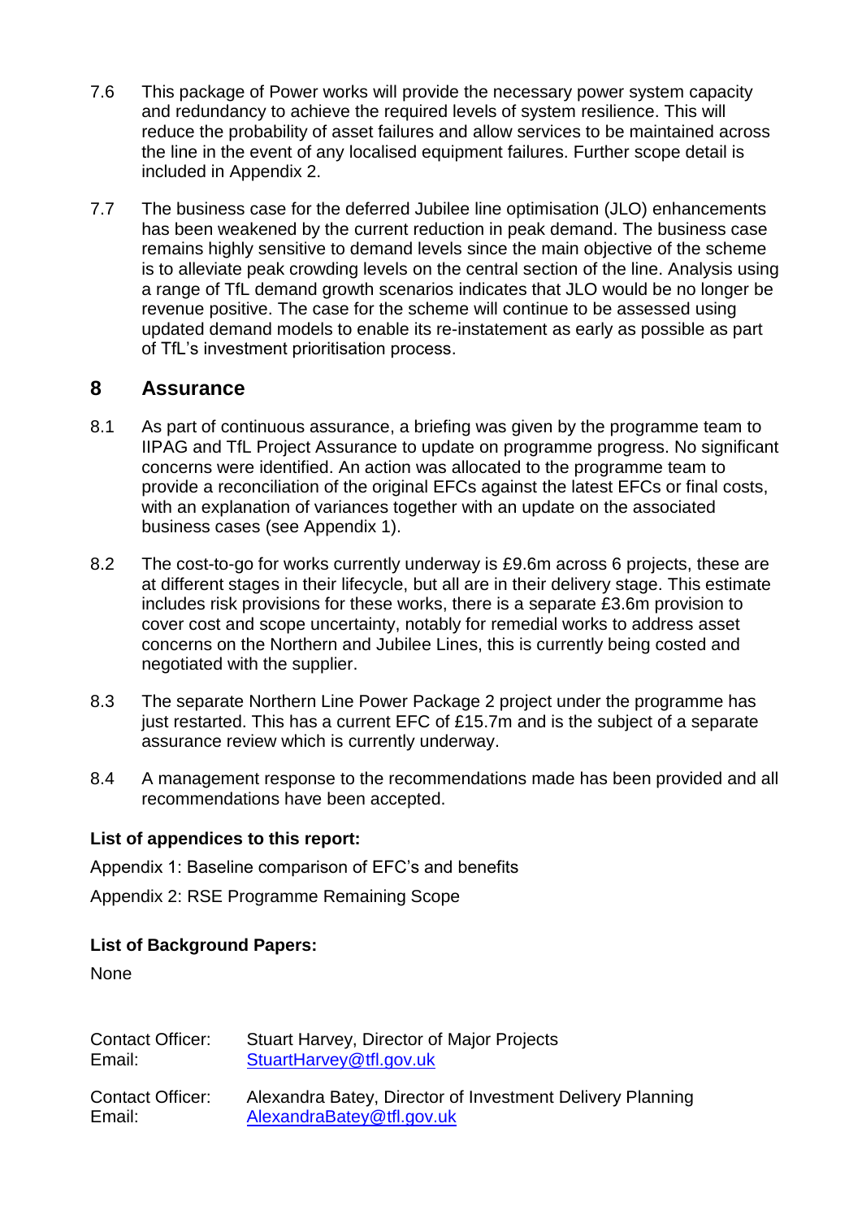7.6 This package of Power works will provide the necessary power system capacity and redundancy to achieve the required levels of system resilience. This will reduce the probability of asset failures and allow services to be maintained across the line in the event of any localised equipment failures. Further scope detail is included in Appendix 2.

7.7 The business case for the deferred Jubilee line optimisation (JLO) enhancements has been weakened by the current reduction in peak demand. The business case remains highly sensitive to demand levels since the main objective of the scheme is to alleviate peak crowding levels on the central section of the line. Analysis using a range of TfL demand growth scenarios indicates that JLO would be no longer be revenue positive. The case for the scheme will continue to be assessed using updated demand models to enable its re-instatement as early as possible as part of TfL's investment prioritisation process.

## 8 Assurance

8.1 As part of continuous assurance, a briefing was given by the programme team to IIPAG and TfL Project Assurance to update on programme progress. No significant concerns were identified. An action was allocated to the programme team to provide a reconciliation of the original EFCs against the latest EFCs or final costs, with an explanation of variances together with an update on the associated business cases (see Appendix 1).

8.2 The cost-to-go for works currently underway is £9.6m across 6 projects, these are at different stages in their lifecycle, but all are in their delivery stage. This estimate includes risk provisions for these works, there is a separate £3.6m provision to cover cost and scope uncertainty, notably for remedial works to address asset concerns on the Northern and Jubilee Lines, this is currently being costed and negotiated with the supplier.

8.3 The separate Northern Line Power Package 2 project under the programme has just restarted. This has a current EFC of £15.7m and is the subject of a separate assurance review which is currently underway.

8.4 A management response to the recommendations made has been provided and all recommendations have been accepted.

**List of appendices to this report:**

Appendix 1: Baseline comparison of EFC's and benefits

Appendix 2: RSE Programme Remaining Scope

**List of Background Papers:**

None

Contact Officer: Stuart Harvey, Director of Major Projects
Email: StuartHarvey@tfl.gov.uk

Contact Officer: Alexandra Batey, Director of Investment Delivery Planning
Email: AlexandraBatey@tfl.gov.uk